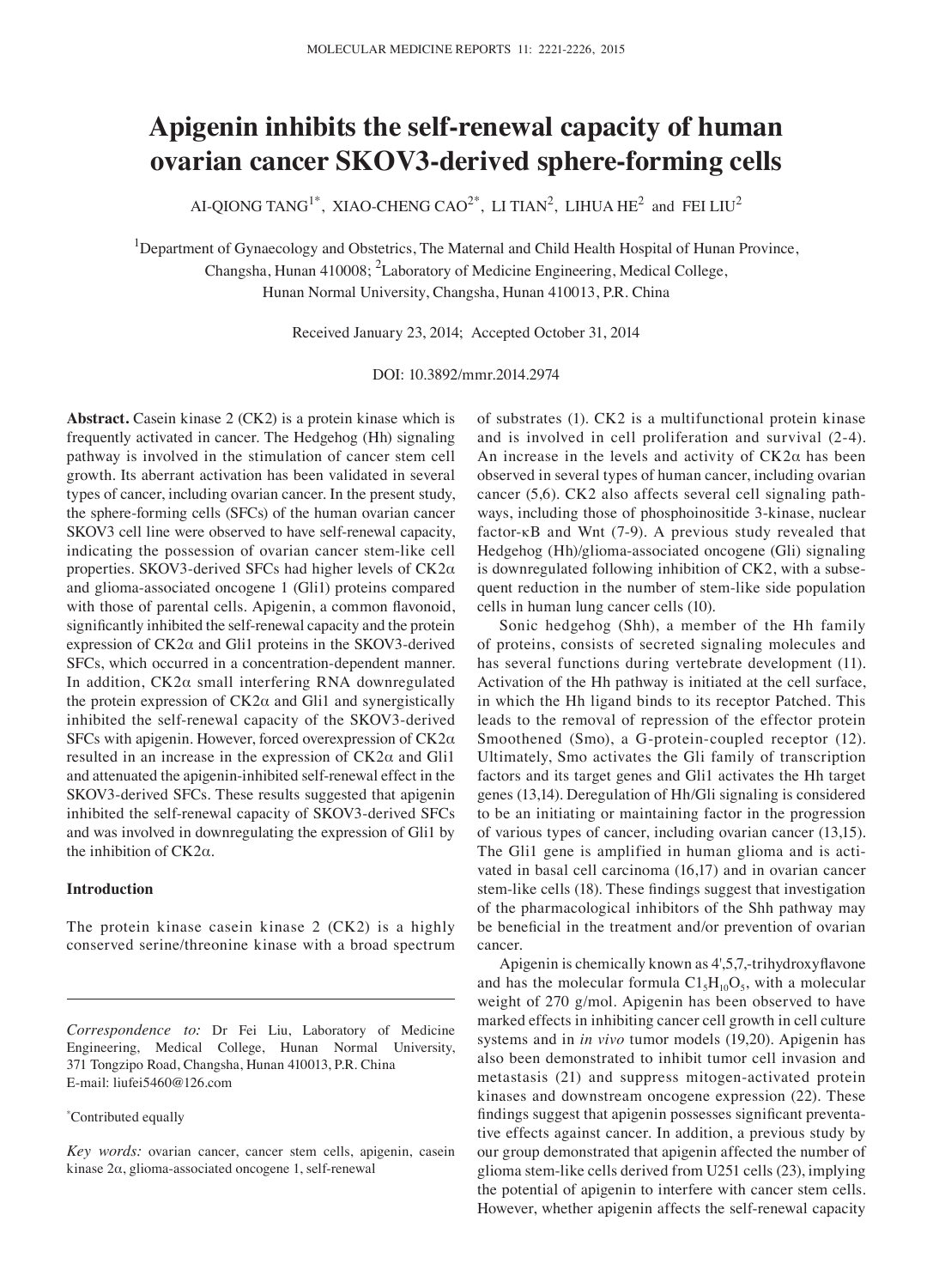# Apigenin inhibits the self-renewal capacity of human ovarian cancer SKOV3-derived sphere-forming cells

AI-QIONG TANG[1*], XIAO-CHENG CAO[2*], LI TIAN[2], LIHUA HE[2] and FEI LIU[2]

[1]Department of Gynaecology and Obstetrics, The Maternal and Child Health Hospital of Hunan Province, Changsha, Hunan 410008; [2]Laboratory of Medicine Engineering, Medical College, Hunan Normal University, Changsha, Hunan 410013, P.R. China

Received January 23, 2014; Accepted October 31, 2014

DOI: 10.3892/mmr.2014.2974

**Abstract.** Casein kinase 2 (CK2) is a protein kinase which is frequently activated in cancer. The Hedgehog (Hh) signaling pathway is involved in the stimulation of cancer stem cell growth. Its aberrant activation has been validated in several types of cancer, including ovarian cancer. In the present study, the sphere-forming cells (SFCs) of the human ovarian cancer SKOV3 cell line were observed to have self-renewal capacity, indicating the possession of ovarian cancer stem-like cell properties. SKOV3-derived SFCs had higher levels of CK2α and glioma-associated oncogene 1 (Gli1) proteins compared with those of parental cells. Apigenin, a common flavonoid, significantly inhibited the self-renewal capacity and the protein expression of CK2α and Gli1 proteins in the SKOV3-derived SFCs, which occurred in a concentration-dependent manner. In addition, CK2α small interfering RNA downregulated the protein expression of CK2α and Gli1 and synergistically inhibited the self-renewal capacity of the SKOV3-derived SFCs with apigenin. However, forced overexpression of CK2α resulted in an increase in the expression of CK2α and Gli1 and attenuated the apigenin-inhibited self-renewal effect in the SKOV3-derived SFCs. These results suggested that apigenin inhibited the self-renewal capacity of SKOV3-derived SFCs and was involved in downregulating the expression of Gli1 by the inhibition of CK2α.

## Introduction

The protein kinase casein kinase 2 (CK2) is a highly conserved serine/threonine kinase with a broad spectrum of substrates (1). CK2 is a multifunctional protein kinase and is involved in cell proliferation and survival (2-4). An increase in the levels and activity of CK2α has been observed in several types of human cancer, including ovarian cancer (5,6). CK2 also affects several cell signaling pathways, including those of phosphoinositide 3-kinase, nuclear factor-κB and Wnt (7-9). A previous study revealed that Hedgehog (Hh)/glioma-associated oncogene (Gli) signaling is downregulated following inhibition of CK2, with a subsequent reduction in the number of stem-like side population cells in human lung cancer cells (10).

Sonic hedgehog (Shh), a member of the Hh family of proteins, consists of secreted signaling molecules and has several functions during vertebrate development (11). Activation of the Hh pathway is initiated at the cell surface, in which the Hh ligand binds to its receptor Patched. This leads to the removal of repression of the effector protein Smoothened (Smo), a G-protein-coupled receptor (12). Ultimately, Smo activates the Gli family of transcription factors and its target genes and Gli1 activates the Hh target genes (13,14). Deregulation of Hh/Gli signaling is considered to be an initiating or maintaining factor in the progression of various types of cancer, including ovarian cancer (13,15). The Gli1 gene is amplified in human glioma and is activated in basal cell carcinoma (16,17) and in ovarian cancer stem-like cells (18). These findings suggest that investigation of the pharmacological inhibitors of the Shh pathway may be beneficial in the treatment and/or prevention of ovarian cancer.

Apigenin is chemically known as 4',5,7,-trihydroxyflavone and has the molecular formula $C1_5H_{10}O_5$, with a molecular weight of 270 g/mol. Apigenin has been observed to have marked effects in inhibiting cancer cell growth in cell culture systems and in *in vivo* tumor models (19,20). Apigenin has also been demonstrated to inhibit tumor cell invasion and metastasis (21) and suppress mitogen-activated protein kinases and downstream oncogene expression (22). These findings suggest that apigenin possesses significant preventative effects against cancer. In addition, a previous study by our group demonstrated that apigenin affected the number of glioma stem-like cells derived from U251 cells (23), implying the potential of apigenin to interfere with cancer stem cells. However, whether apigenin affects the self-renewal capacity

*Correspondence to:* Dr Fei Liu, Laboratory of Medicine Engineering, Medical College, Hunan Normal University, 371 Tongzipo Road, Changsha, Hunan 410013, P.R. China
E-mail: liufei5460@126.com

*Contributed equally

*Key words:* ovarian cancer, cancer stem cells, apigenin, casein kinase 2α, glioma-associated oncogene 1, self-renewal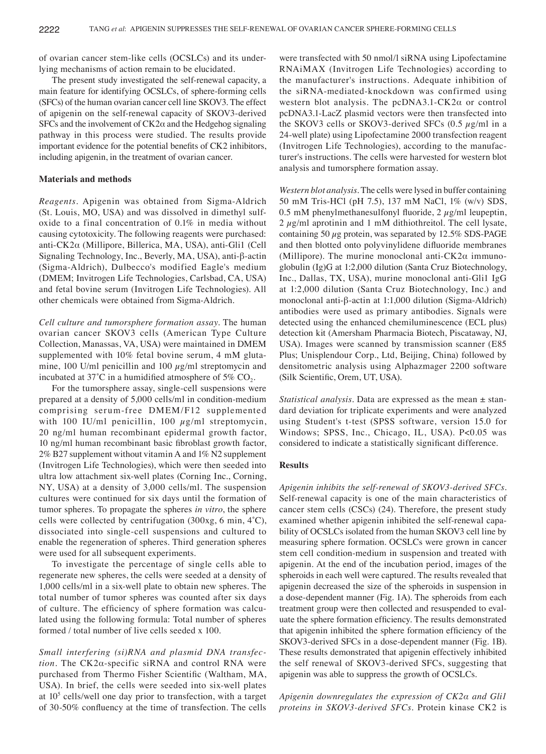of ovarian cancer stem-like cells (OCSLCs) and its underlying mechanisms of action remain to be elucidated.

The present study investigated the self-renewal capacity, a main feature for identifying OCSLCs, of sphere-forming cells (SFCs) of the human ovarian cancer cell line SKOV3. The effect of apigenin on the self-renewal capacity of SKOV3-derived SFCs and the involvement of CK2α and the Hedgehog signaling pathway in this process were studied. The results provide important evidence for the potential benefits of CK2 inhibitors, including apigenin, in the treatment of ovarian cancer.

## Materials and methods

*Reagents.* Apigenin was obtained from Sigma-Aldrich (St. Louis, MO, USA) and was dissolved in dimethyl sulfoxide to a final concentration of 0.1% in media without causing cytotoxicity. The following reagents were purchased: anti-CK2α (Millipore, Billerica, MA, USA), anti-Gli1 (Cell Signaling Technology, Inc., Beverly, MA, USA), anti-β-actin (Sigma-Aldrich), Dulbecco's modified Eagle's medium (DMEM; Invitrogen Life Technologies, Carlsbad, CA, USA) and fetal bovine serum (Invitrogen Life Technologies). All other chemicals were obtained from Sigma-Aldrich.

*Cell culture and tumorsphere formation assay.* The human ovarian cancer SKOV3 cells (American Type Culture Collection, Manassas, VA, USA) were maintained in DMEM supplemented with 10% fetal bovine serum, 4 mM glutamine, 100 U/ml penicillin and 100 µg/ml streptomycin and incubated at 37˚C in a humidified atmosphere of 5% $CO_2$.

For the tumorsphere assay, single-cell suspensions were prepared at a density of 5,000 cells/ml in condition-medium comprising serum-free DMEM/F12 supplemented with 100 IU/ml penicillin, 100 µg/ml streptomycin, 20 ng/ml human recombinant epidermal growth factor, 10 ng/ml human recombinant basic fibroblast growth factor, 2% B27 supplement without vitamin A and 1% N2 supplement (Invitrogen Life Technologies), which were then seeded into ultra low attachment six-well plates (Corning Inc., Corning, NY, USA) at a density of 3,000 cells/ml. The suspension cultures were continued for six days until the formation of tumor spheres. To propagate the spheres *in vitro*, the sphere cells were collected by centrifugation (300xg, 6 min, 4˚C), dissociated into single-cell suspensions and cultured to enable the regeneration of spheres. Third generation spheres were used for all subsequent experiments.

To investigate the percentage of single cells able to regenerate new spheres, the cells were seeded at a density of 1,000 cells/ml in a six-well plate to obtain new spheres. The total number of tumor spheres was counted after six days of culture. The efficiency of sphere formation was calculated using the following formula: Total number of spheres formed / total number of live cells seeded x 100.

*Small interfering (si)RNA and plasmid DNA transfection.* The CK2α-specific siRNA and control RNA were purchased from Thermo Fisher Scientific (Waltham, MA, USA). In brief, the cells were seeded into six-well plates at $10^5$ cells/well one day prior to transfection, with a target of 30-50% confluency at the time of transfection. The cells were transfected with 50 nmol/l siRNA using Lipofectamine RNAiMAX (Invitrogen Life Technologies) according to the manufacturer's instructions. Adequate inhibition of the siRNA-mediated-knockdown was confirmed using western blot analysis. The pcDNA3.1-CK2α or control pcDNA3.1-LacZ plasmid vectors were then transfected into the SKOV3 cells or SKOV3-derived SFCs (0.5 µg/ml in a 24-well plate) using Lipofectamine 2000 transfection reagent (Invitrogen Life Technologies), according to the manufacturer's instructions. The cells were harvested for western blot analysis and tumorsphere formation assay.

*Western blot analysis.* The cells were lysed in buffer containing 50 mM Tris-HCl (pH 7.5), 137 mM NaCl, 1% (w/v) SDS, 0.5 mM phenylmethanesulfonyl fluoride, 2 µg/ml leupeptin, 2 µg/ml aprotinin and 1 mM dithiothreitol. The cell lysate, containing 50 µg protein, was separated by 12.5% SDS-PAGE and then blotted onto polyvinylidene difluoride membranes (Millipore). The murine monoclonal anti-CK2α immunoglobulin (Ig)G at 1:2,000 dilution (Santa Cruz Biotechnology, Inc., Dallas, TX, USA), murine monoclonal anti-Gli1 IgG at 1:2,000 dilution (Santa Cruz Biotechnology, Inc.) and monoclonal anti-β-actin at 1:1,000 dilution (Sigma-Aldrich) antibodies were used as primary antibodies. Signals were detected using the enhanced chemiluminescence (ECL plus) detection kit (Amersham Pharmacia Biotech, Piscataway, NJ, USA). Images were scanned by transmission scanner (E85 Plus; Unisplendour Corp., Ltd, Beijing, China) followed by densitometric analysis using Alphazmager 2200 software (Silk Scientific, Orem, UT, USA).

*Statistical analysis.* Data are expressed as the mean ± standard deviation for triplicate experiments and were analyzed using Student's t-test (SPSS software, version 15.0 for Windows; SPSS, Inc., Chicago, IL, USA). $P<0.05$ was considered to indicate a statistically significant difference.

## Results

*Apigenin inhibits the self-renewal of SKOV3-derived SFCs.* Self-renewal capacity is one of the main characteristics of cancer stem cells (CSCs) (24). Therefore, the present study examined whether apigenin inhibited the self-renewal capability of OCSLCs isolated from the human SKOV3 cell line by measuring sphere formation. OCSLCs were grown in cancer stem cell condition-medium in suspension and treated with apigenin. At the end of the incubation period, images of the spheroids in each well were captured. The results revealed that apigenin decreased the size of the spheroids in suspension in a dose-dependent manner (Fig. 1A). The spheroids from each treatment group were then collected and resuspended to evaluate the sphere formation efficiency. The results demonstrated that apigenin inhibited the sphere formation efficiency of the SKOV3-derived SFCs in a dose-dependent manner (Fig. 1B). These results demonstrated that apigenin effectively inhibited the self renewal of SKOV3-derived SFCs, suggesting that apigenin was able to suppress the growth of OCSLCs.

*Apigenin downregulates the expression of CK2α and Gli1 proteins in SKOV3-derived SFCs.* Protein kinase CK2 is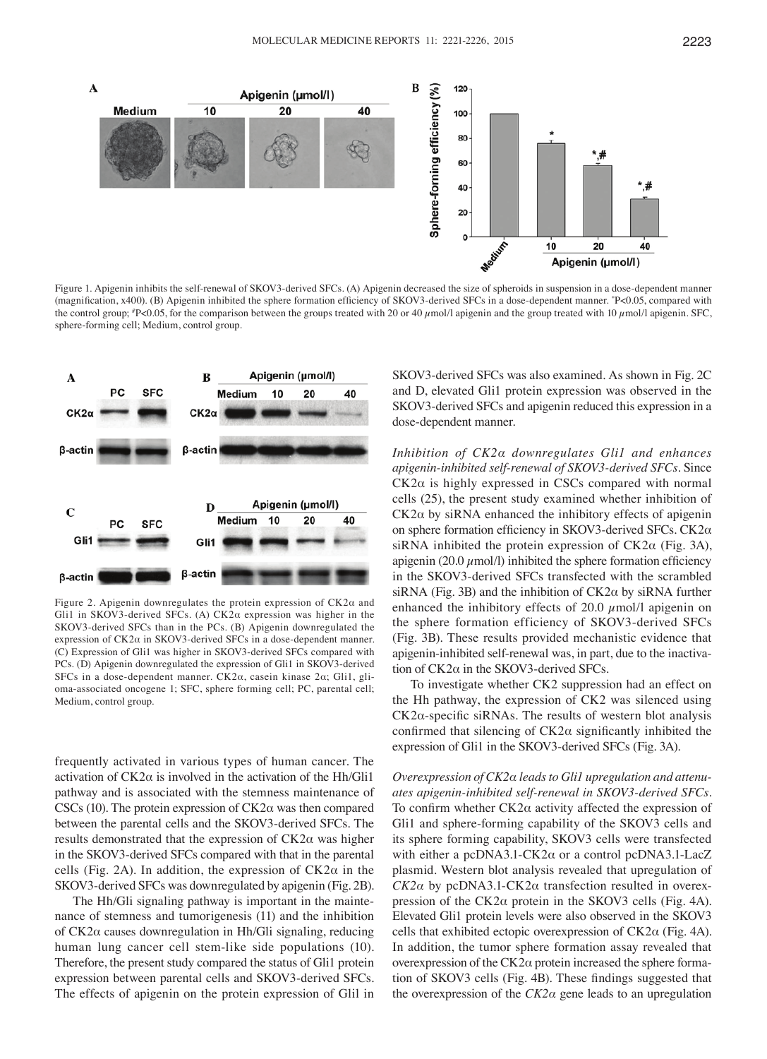Figure 1. Apigenin inhibits the self-renewal of SKOV3-derived SFCs. (A) Apigenin decreased the size of spheroids in suspension in a dose-dependent manner (magnification, x400). (B) Apigenin inhibited the sphere formation efficiency of SKOV3-derived SFCs in a dose-dependent manner. *P<0.05, compared with the control group; #P<0.05, for the comparison between the groups treated with 20 or 40 µmol/l apigenin and the group treated with 10 µmol/l apigenin. SFC, sphere-forming cell; Medium, control group.

Figure 2. Apigenin downregulates the protein expression of CK2α and Gli1 in SKOV3-derived SFCs. (A) CK2α expression was higher in the SKOV3-derived SFCs than in the PCs. (B) Apigenin downregulated the expression of CK2α in SKOV3-derived SFCs in a dose-dependent manner. (C) Expression of Gli1 was higher in SKOV3-derived SFCs compared with PCs. (D) Apigenin downregulated the expression of Gli1 in SKOV3-derived SFCs in a dose-dependent manner. CK2α, casein kinase 2α; Gli1, glioma-associated oncogene 1; SFC, sphere forming cell; PC, parental cell; Medium, control group.

frequently activated in various types of human cancer. The activation of CK2α is involved in the activation of the Hh/Gli1 pathway and is associated with the stemness maintenance of CSCs (10). The protein expression of CK2α was then compared between the parental cells and the SKOV3-derived SFCs. The results demonstrated that the expression of CK2α was higher in the SKOV3-derived SFCs compared with that in the parental cells (Fig. 2A). In addition, the expression of CK2α in the SKOV3-derived SFCs was downregulated by apigenin (Fig. 2B).

The Hh/Gli signaling pathway is important in the maintenance of stemness and tumorigenesis (11) and the inhibition of CK2α causes downregulation in Hh/Gli signaling, reducing human lung cancer cell stem-like side populations (10). Therefore, the present study compared the status of Gli1 protein expression between parental cells and SKOV3-derived SFCs. The effects of apigenin on the protein expression of Glil in SKOV3-derived SFCs was also examined. As shown in Fig. 2C and D, elevated Gli1 protein expression was observed in the SKOV3-derived SFCs and apigenin reduced this expression in a dose-dependent manner.

*Inhibition of CK2α downregulates Gli1 and enhances apigenin-inhibited self-renewal of SKOV3-derived SFCs*. Since CK2α is highly expressed in CSCs compared with normal cells (25), the present study examined whether inhibition of CK2α by siRNA enhanced the inhibitory effects of apigenin on sphere formation efficiency in SKOV3-derived SFCs. CK2α siRNA inhibited the protein expression of CK2α (Fig. 3A), apigenin (20.0 µmol/l) inhibited the sphere formation efficiency in the SKOV3-derived SFCs transfected with the scrambled siRNA (Fig. 3B) and the inhibition of CK2α by siRNA further enhanced the inhibitory effects of 20.0 µmol/l apigenin on the sphere formation efficiency of SKOV3-derived SFCs (Fig. 3B). These results provided mechanistic evidence that apigenin-inhibited self-renewal was, in part, due to the inactivation of CK2α in the SKOV3-derived SFCs.

To investigate whether CK2 suppression had an effect on the Hh pathway, the expression of CK2 was silenced using CK2α-specific siRNAs. The results of western blot analysis confirmed that silencing of CK2α significantly inhibited the expression of Gli1 in the SKOV3-derived SFCs (Fig. 3A).

*Overexpression of CK2α leads to Gli1 upregulation and attenuates apigenin-inhibited self-renewal in SKOV3-derived SFCs*. To confirm whether CK2α activity affected the expression of Gli1 and sphere-forming capability of the SKOV3 cells and its sphere forming capability, SKOV3 cells were transfected with either a pcDNA3.1-CK2α or a control pcDNA3.1-LacZ plasmid. Western blot analysis revealed that upregulation of *CK2α* by pcDNA3.1-CK2α transfection resulted in overexpression of the CK2α protein in the SKOV3 cells (Fig. 4A). Elevated Gli1 protein levels were also observed in the SKOV3 cells that exhibited ectopic overexpression of CK2α (Fig. 4A). In addition, the tumor sphere formation assay revealed that overexpression of the CK2α protein increased the sphere formation of SKOV3 cells (Fig. 4B). These findings suggested that the overexpression of the *CK2α* gene leads to an upregulation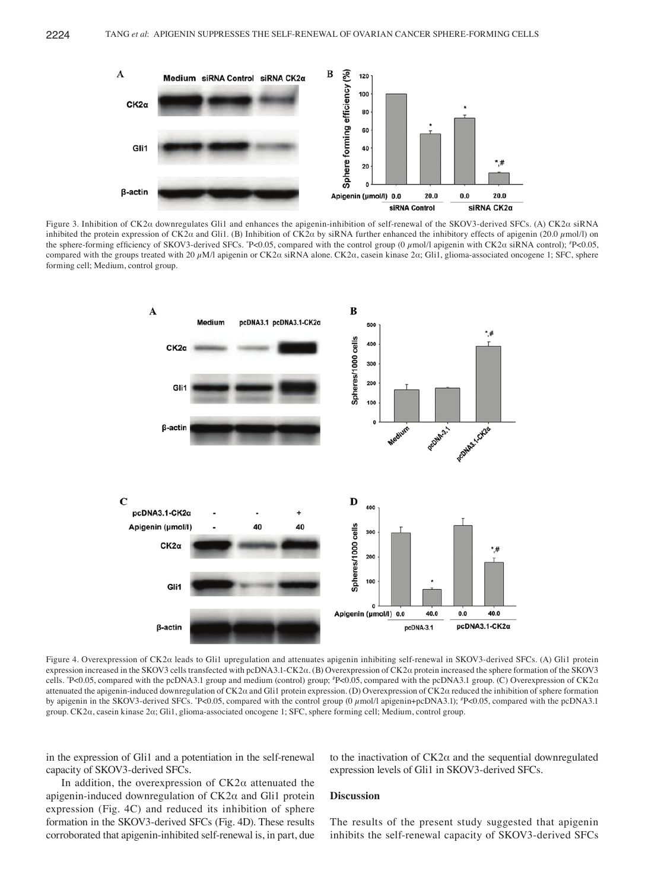Figure 3. Inhibition of CK2α downregulates Gli1 and enhances the apigenin-inhibition of self-renewal of the SKOV3-derived SFCs. (A) CK2α siRNA inhibited the protein expression of CK2α and Gli1. (B) Inhibition of CK2α by siRNA further enhanced the inhibitory effects of apigenin (20.0 µmol/l) on the sphere-forming efficiency of SKOV3-derived SFCs. *P<0.05, compared with the control group (0 µmol/l apigenin with CK2α siRNA control); #P<0.05, compared with the groups treated with 20 µM/l apigenin or CK2α siRNA alone. CK2α, casein kinase 2α; Gli1, glioma-associated oncogene 1; SFC, sphere forming cell; Medium, control group.

Figure 4. Overexpression of CK2α leads to Gli1 upregulation and attenuates apigenin inhibiting self-renewal in SKOV3-derived SFCs. (A) Gli1 protein expression increased in the SKOV3 cells transfected with pcDNA3.1-CK2α. (B) Overexpression of CK2α protein increased the sphere formation of the SKOV3 cells. *P<0.05, compared with the pcDNA3.1 group and medium (control) group; #P<0.05, compared with the pcDNA3.1 group. (C) Overexpression of CK2α attenuated the apigenin-induced downregulation of CK2α and Gli1 protein expression. (D) Overexpression of CK2α reduced the inhibition of sphere formation by apigenin in the SKOV3-derived SFCs. *P<0.05, compared with the control group (0 µmol/l apigenin+pcDNA3.1); #P<0.05, compared with the pcDNA3.1 group. CK2α, casein kinase 2α; Gli1, glioma-associated oncogene 1; SFC, sphere forming cell; Medium, control group.

in the expression of Gli1 and a potentiation in the self-renewal capacity of SKOV3-derived SFCs.

In addition, the overexpression of CK2α attenuated the apigenin-induced downregulation of CK2α and Gli1 protein expression (Fig. 4C) and reduced its inhibition of sphere formation in the SKOV3-derived SFCs (Fig. 4D). These results corroborated that apigenin-inhibited self-renewal is, in part, due to the inactivation of CK2α and the sequential downregulated expression levels of Gli1 in SKOV3-derived SFCs.

## Discussion

The results of the present study suggested that apigenin inhibits the self-renewal capacity of SKOV3-derived SFCs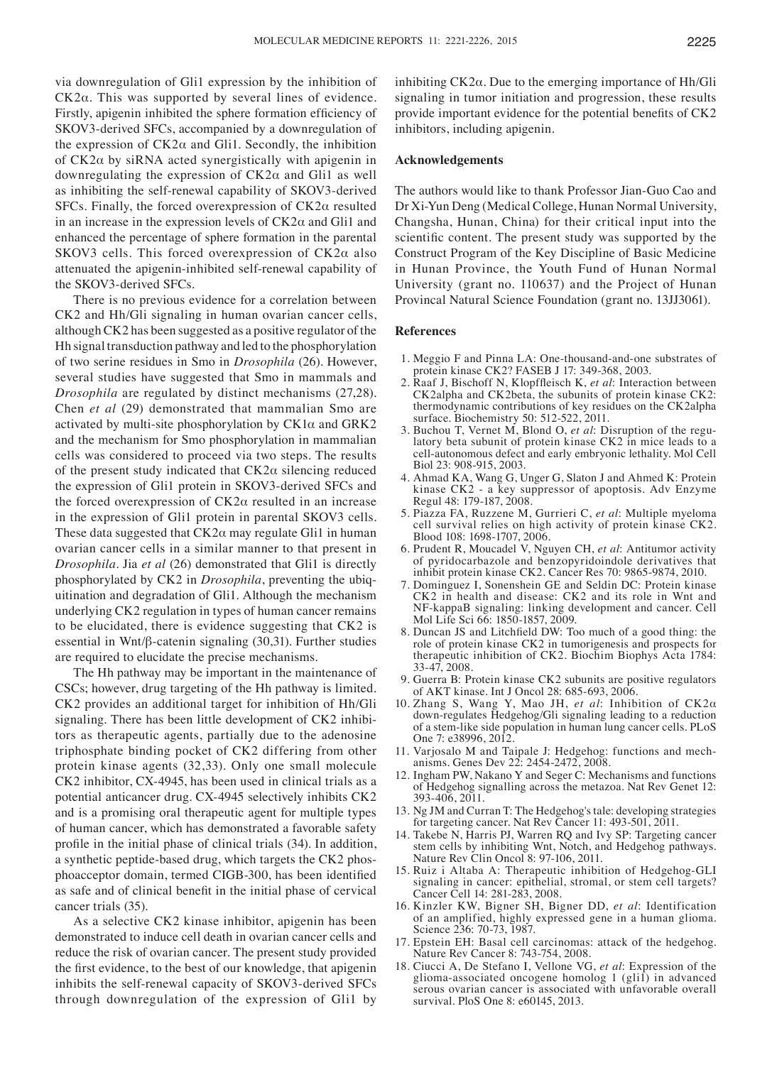via downregulation of Gli1 expression by the inhibition of CK2α. This was supported by several lines of evidence. Firstly, apigenin inhibited the sphere formation efficiency of SKOV3-derived SFCs, accompanied by a downregulation of the expression of CK2α and Gli1. Secondly, the inhibition of CK2α by siRNA acted synergistically with apigenin in downregulating the expression of CK2α and Gli1 as well as inhibiting the self-renewal capability of SKOV3-derived SFCs. Finally, the forced overexpression of CK2α resulted in an increase in the expression levels of CK2α and Gli1 and enhanced the percentage of sphere formation in the parental SKOV3 cells. This forced overexpression of CK2α also attenuated the apigenin-inhibited self-renewal capability of the SKOV3-derived SFCs.

There is no previous evidence for a correlation between CK2 and Hh/Gli signaling in human ovarian cancer cells, although CK2 has been suggested as a positive regulator of the Hh signal transduction pathway and led to the phosphorylation of two serine residues in Smo in *Drosophila* (26). However, several studies have suggested that Smo in mammals and *Drosophila* are regulated by distinct mechanisms (27,28). Chen *et al* (29) demonstrated that mammalian Smo are activated by multi-site phosphorylation by CK1α and GRK2 and the mechanism for Smo phosphorylation in mammalian cells was considered to proceed via two steps. The results of the present study indicated that CK2α silencing reduced the expression of Gli1 protein in SKOV3-derived SFCs and the forced overexpression of CK2α resulted in an increase in the expression of Gli1 protein in parental SKOV3 cells. These data suggested that CK2α may regulate Gli1 in human ovarian cancer cells in a similar manner to that present in *Drosophila*. Jia *et al* (26) demonstrated that Gli1 is directly phosphorylated by CK2 in *Drosophila*, preventing the ubiquitination and degradation of Gli1. Although the mechanism underlying CK2 regulation in types of human cancer remains to be elucidated, there is evidence suggesting that CK2 is essential in Wnt/β-catenin signaling (30,31). Further studies are required to elucidate the precise mechanisms.

The Hh pathway may be important in the maintenance of CSCs; however, drug targeting of the Hh pathway is limited. CK2 provides an additional target for inhibition of Hh/Gli signaling. There has been little development of CK2 inhibitors as therapeutic agents, partially due to the adenosine triphosphate binding pocket of CK2 differing from other protein kinase agents (32,33). Only one small molecule CK2 inhibitor, CX-4945, has been used in clinical trials as a potential anticancer drug. CX-4945 selectively inhibits CK2 and is a promising oral therapeutic agent for multiple types of human cancer, which has demonstrated a favorable safety profile in the initial phase of clinical trials (34). In addition, a synthetic peptide-based drug, which targets the CK2 phosphoacceptor domain, termed CIGB-300, has been identified as safe and of clinical benefit in the initial phase of cervical cancer trials (35).

As a selective CK2 kinase inhibitor, apigenin has been demonstrated to induce cell death in ovarian cancer cells and reduce the risk of ovarian cancer. The present study provided the first evidence, to the best of our knowledge, that apigenin inhibits the self-renewal capacity of SKOV3-derived SFCs through downregulation of the expression of Gli1 by inhibiting CK2α. Due to the emerging importance of Hh/Gli signaling in tumor initiation and progression, these results provide important evidence for the potential benefits of CK2 inhibitors, including apigenin.

## Acknowledgements

The authors would like to thank Professor Jian-Guo Cao and Dr Xi-Yun Deng (Medical College, Hunan Normal University, Changsha, Hunan, China) for their critical input into the scientific content. The present study was supported by the Construct Program of the Key Discipline of Basic Medicine in Hunan Province, the Youth Fund of Hunan Normal University (grant no. 110637) and the Project of Hunan Provincal Natural Science Foundation (grant no. 13JJ3061).

## References

1. Meggio F and Pinna LA: One-thousand-and-one substrates of protein kinase CK2? FASEB J 17: 349-368, 2003.
2. Raaf J, Bischoff N, Klopffleisch K, *et al*: Interaction between CK2alpha and CK2beta, the subunits of protein kinase CK2: thermodynamic contributions of key residues on the CK2alpha surface. Biochemistry 50: 512-522, 2011.
3. Buchou T, Vernet M, Blond O, *et al*: Disruption of the regulatory beta subunit of protein kinase CK2 in mice leads to a cell-autonomous defect and early embryonic lethality. Mol Cell Biol 23: 908-915, 2003.
4. Ahmad KA, Wang G, Unger G, Slaton J and Ahmed K: Protein kinase CK2 - a key suppressor of apoptosis. Adv Enzyme Regul 48: 179-187, 2008.
5. Piazza FA, Ruzzene M, Gurrieri C, *et al*: Multiple myeloma cell survival relies on high activity of protein kinase CK2. Blood 108: 1698-1707, 2006.
6. Prudent R, Moucadel V, Nguyen CH, *et al*: Antitumor activity of pyridocarbazole and benzopyridoindole derivatives that inhibit protein kinase CK2. Cancer Res 70: 9865-9874, 2010.
7. Dominguez I, Sonenshein GE and Seldin DC: Protein kinase CK2 in health and disease: CK2 and its role in Wnt and NF-kappaB signaling: linking development and cancer. Cell Mol Life Sci 66: 1850-1857, 2009.
8. Duncan JS and Litchfield DW: Too much of a good thing: the role of protein kinase CK2 in tumorigenesis and prospects for therapeutic inhibition of CK2. Biochim Biophys Acta 1784: 33-47, 2008.
9. Guerra B: Protein kinase CK2 subunits are positive regulators of AKT kinase. Int J Oncol 28: 685-693, 2006.
10. Zhang S, Wang Y, Mao JH, *et al*: Inhibition of CK2α down-regulates Hedgehog/Gli signaling leading to a reduction of a stem-like side population in human lung cancer cells. PLoS One 7: e38996, 2012.
11. Varjosalo M and Taipale J: Hedgehog: functions and mechanisms. Genes Dev 22: 2454-2472, 2008.
12. Ingham PW, Nakano Y and Seger C: Mechanisms and functions of Hedgehog signalling across the metazoa. Nat Rev Genet 12: 393-406, 2011.
13. Ng JM and Curran T: The Hedgehog's tale: developing strategies for targeting cancer. Nat Rev Cancer 11: 493-501, 2011.
14. Takebe N, Harris PJ, Warren RQ and Ivy SP: Targeting cancer stem cells by inhibiting Wnt, Notch, and Hedgehog pathways. Nature Rev Clin Oncol 8: 97-106, 2011.
15. Ruiz i Altaba A: Therapeutic inhibition of Hedgehog-GLI signaling in cancer: epithelial, stromal, or stem cell targets? Cancer Cell 14: 281-283, 2008.
16. Kinzler KW, Bigner SH, Bigner DD, *et al*: Identification of an amplified, highly expressed gene in a human glioma. Science 236: 70-73, 1987.
17. Epstein EH: Basal cell carcinomas: attack of the hedgehog. Nature Rev Cancer 8: 743-754, 2008.
18. Ciucci A, De Stefano I, Vellone VG, *et al*: Expression of the glioma-associated oncogene homolog 1 (gli1) in advanced serous ovarian cancer is associated with unfavorable overall survival. PloS One 8: e60145, 2013.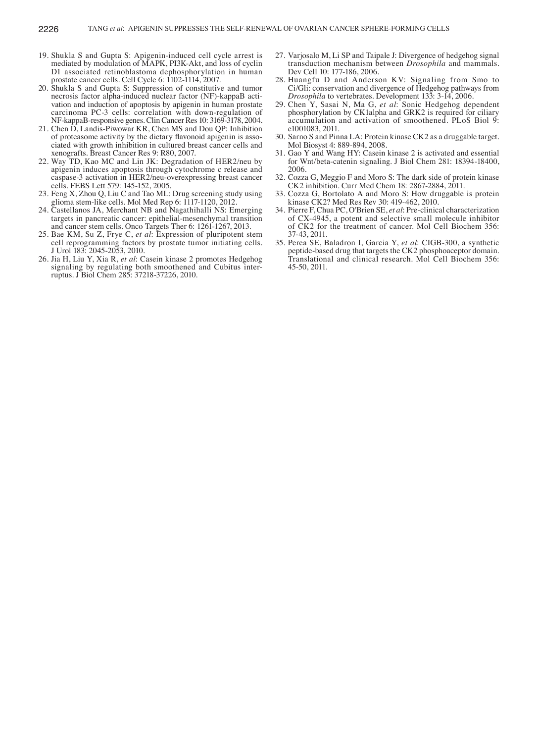19. Shukla S and Gupta S: Apigenin-induced cell cycle arrest is mediated by modulation of MAPK, PI3K-Akt, and loss of cyclin D1 associated retinoblastoma dephosphorylation in human prostate cancer cells. Cell Cycle 6: 1102-1114, 2007.
20. Shukla S and Gupta S: Suppression of constitutive and tumor necrosis factor alpha-induced nuclear factor (NF)-kappaB activation and induction of apoptosis by apigenin in human prostate carcinoma PC-3 cells: correlation with down-regulation of NF-kappaB-responsive genes. Clin Cancer Res 10: 3169-3178, 2004.
21. Chen D, Landis-Piwowar KR, Chen MS and Dou QP: Inhibition of proteasome activity by the dietary flavonoid apigenin is associated with growth inhibition in cultured breast cancer cells and xenografts. Breast Cancer Res 9: R80, 2007.
22. Way TD, Kao MC and Lin JK: Degradation of HER2/neu by apigenin induces apoptosis through cytochrome c release and caspase-3 activation in HER2/neu-overexpressing breast cancer cells. FEBS Lett 579: 145-152, 2005.
23. Feng X, Zhou Q, Liu C and Tao ML: Drug screening study using glioma stem-like cells. Mol Med Rep 6: 1117-1120, 2012.
24. Castellanos JA, Merchant NB and Nagathihalli NS: Emerging targets in pancreatic cancer: epithelial-mesenchymal transition and cancer stem cells. Onco Targets Ther 6: 1261-1267, 2013.
25. Bae KM, Su Z, Frye C, *et al*: Expression of pluripotent stem cell reprogramming factors by prostate tumor initiating cells. J Urol 183: 2045-2053, 2010.
26. Jia H, Liu Y, Xia R, *et al*: Casein kinase 2 promotes Hedgehog signaling by regulating both smoothened and Cubitus interruptus. J Biol Chem 285: 37218-37226, 2010.
27. Varjosalo M, Li SP and Taipale J: Divergence of hedgehog signal transduction mechanism between *Drosophila* and mammals. Dev Cell 10: 177-186, 2006.
28. Huangfu D and Anderson KV: Signaling from Smo to Ci/Gli: conservation and divergence of Hedgehog pathways from *Drosophila* to vertebrates. Development 133: 3-14, 2006.
29. Chen Y, Sasai N, Ma G, *et al*: Sonic Hedgehog dependent phosphorylation by CK1alpha and GRK2 is required for ciliary accumulation and activation of smoothened. PLoS Biol 9: e1001083, 2011.
30. Sarno S and Pinna LA: Protein kinase CK2 as a druggable target. Mol Biosyst 4: 889-894, 2008.
31. Gao Y and Wang HY: Casein kinase 2 is activated and essential for Wnt/beta-catenin signaling. J Biol Chem 281: 18394-18400, 2006.
32. Cozza G, Meggio F and Moro S: The dark side of protein kinase CK2 inhibition. Curr Med Chem 18: 2867-2884, 2011.
33. Cozza G, Bortolato A and Moro S: How druggable is protein kinase CK2? Med Res Rev 30: 419-462, 2010.
34. Pierre F, Chua PC, O'Brien SE, *et al*: Pre-clinical characterization of CX-4945, a potent and selective small molecule inhibitor of CK2 for the treatment of cancer. Mol Cell Biochem 356: 37-43, 2011.
35. Perea SE, Baladron I, Garcia Y, *et al*: CIGB-300, a synthetic peptide-based drug that targets the CK2 phosphoaceptor domain. Translational and clinical research. Mol Cell Biochem 356: 45-50, 2011.